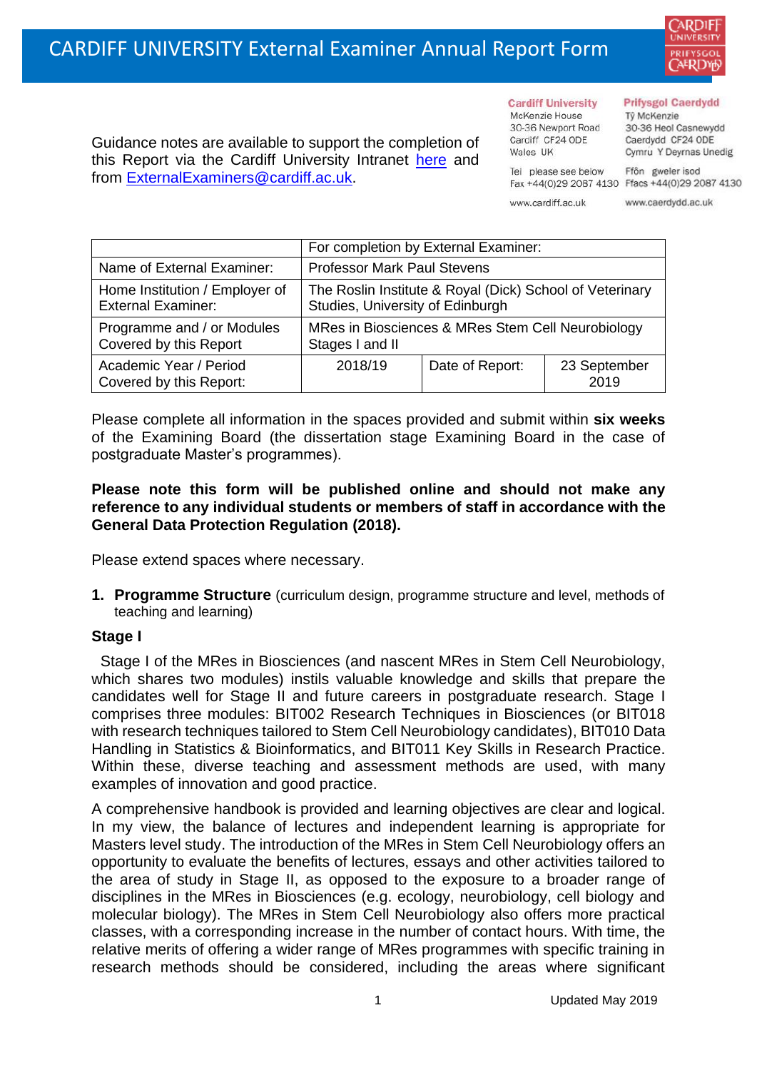# CARDIFF UNIVERSITY External Examiner Annual Report Form

Guidance notes are available to support the completion of this Report via the Cardiff University Intranet [here](#) and from ExternalExaminers@cardiff.ac.uk.

**Cardiff University**
McKenzie House
30-36 Newport Road
Cardiff CF24 0DE
Wales UK

Tel please see below
Fax +44(0)29 2087 4130

www.cardiff.ac.uk

**Prifysgol Caerdydd**
Tŷ McKenzie
30-36 Heol Casnewydd
Caerdydd CF24 0DE
Cymru Y Deyrnas Unedig

Ffôn gweler isod
Ffacs +44(0)29 2087 4130

www.caerdydd.ac.uk

| | For completion by External Examiner: | | |
|---|---|---|---|
| Name of External Examiner: | Professor Mark Paul Stevens | | |
| Home Institution / Employer of External Examiner: | The Roslin Institute & Royal (Dick) School of Veterinary Studies, University of Edinburgh | | |
| Programme and / or Modules Covered by this Report | MRes in Biosciences & MRes Stem Cell Neurobiology Stages I and II | | |
| Academic Year / Period Covered by this Report: | 2018/19 | Date of Report: | 23 September 2019 |

Please complete all information in the spaces provided and submit within **six weeks** of the Examining Board (the dissertation stage Examining Board in the case of postgraduate Master's programmes).

**Please note this form will be published online and should not make any reference to any individual students or members of staff in accordance with the General Data Protection Regulation (2018).**

Please extend spaces where necessary.

1. **Programme Structure** (curriculum design, programme structure and level, methods of teaching and learning)

**Stage I**

Stage I of the MRes in Biosciences (and nascent MRes in Stem Cell Neurobiology, which shares two modules) instils valuable knowledge and skills that prepare the candidates well for Stage II and future careers in postgraduate research. Stage I comprises three modules: BIT002 Research Techniques in Biosciences (or BIT018 with research techniques tailored to Stem Cell Neurobiology candidates), BIT010 Data Handling in Statistics & Bioinformatics, and BIT011 Key Skills in Research Practice. Within these, diverse teaching and assessment methods are used, with many examples of innovation and good practice.

A comprehensive handbook is provided and learning objectives are clear and logical. In my view, the balance of lectures and independent learning is appropriate for Masters level study. The introduction of the MRes in Stem Cell Neurobiology offers an opportunity to evaluate the benefits of lectures, essays and other activities tailored to the area of study in Stage II, as opposed to the exposure to a broader range of disciplines in the MRes in Biosciences (e.g. ecology, neurobiology, cell biology and molecular biology). The MRes in Stem Cell Neurobiology also offers more practical classes, with a corresponding increase in the number of contact hours. With time, the relative merits of offering a wider range of MRes programmes with specific training in research methods should be considered, including the areas where significant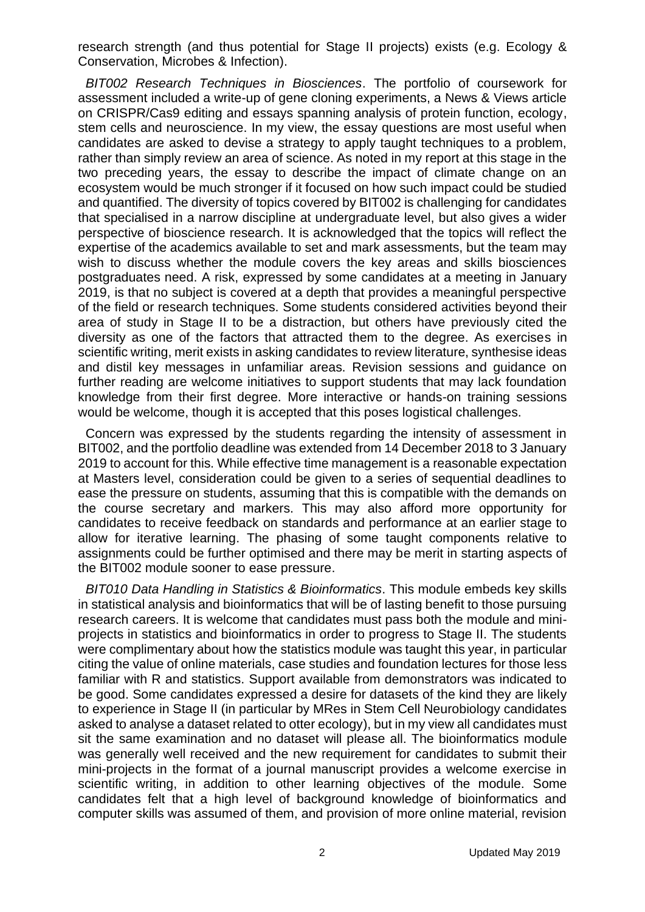research strength (and thus potential for Stage II projects) exists (e.g. Ecology & Conservation, Microbes & Infection).

*BIT002 Research Techniques in Biosciences*. The portfolio of coursework for assessment included a write-up of gene cloning experiments, a News & Views article on CRISPR/Cas9 editing and essays spanning analysis of protein function, ecology, stem cells and neuroscience. In my view, the essay questions are most useful when candidates are asked to devise a strategy to apply taught techniques to a problem, rather than simply review an area of science. As noted in my report at this stage in the two preceding years, the essay to describe the impact of climate change on an ecosystem would be much stronger if it focused on how such impact could be studied and quantified. The diversity of topics covered by BIT002 is challenging for candidates that specialised in a narrow discipline at undergraduate level, but also gives a wider perspective of bioscience research. It is acknowledged that the topics will reflect the expertise of the academics available to set and mark assessments, but the team may wish to discuss whether the module covers the key areas and skills biosciences postgraduates need. A risk, expressed by some candidates at a meeting in January 2019, is that no subject is covered at a depth that provides a meaningful perspective of the field or research techniques. Some students considered activities beyond their area of study in Stage II to be a distraction, but others have previously cited the diversity as one of the factors that attracted them to the degree. As exercises in scientific writing, merit exists in asking candidates to review literature, synthesise ideas and distil key messages in unfamiliar areas. Revision sessions and guidance on further reading are welcome initiatives to support students that may lack foundation knowledge from their first degree. More interactive or hands-on training sessions would be welcome, though it is accepted that this poses logistical challenges.

Concern was expressed by the students regarding the intensity of assessment in BIT002, and the portfolio deadline was extended from 14 December 2018 to 3 January 2019 to account for this. While effective time management is a reasonable expectation at Masters level, consideration could be given to a series of sequential deadlines to ease the pressure on students, assuming that this is compatible with the demands on the course secretary and markers. This may also afford more opportunity for candidates to receive feedback on standards and performance at an earlier stage to allow for iterative learning. The phasing of some taught components relative to assignments could be further optimised and there may be merit in starting aspects of the BIT002 module sooner to ease pressure.

*BIT010 Data Handling in Statistics & Bioinformatics*. This module embeds key skills in statistical analysis and bioinformatics that will be of lasting benefit to those pursuing research careers. It is welcome that candidates must pass both the module and mini-projects in statistics and bioinformatics in order to progress to Stage II. The students were complimentary about how the statistics module was taught this year, in particular citing the value of online materials, case studies and foundation lectures for those less familiar with R and statistics. Support available from demonstrators was indicated to be good. Some candidates expressed a desire for datasets of the kind they are likely to experience in Stage II (in particular by MRes in Stem Cell Neurobiology candidates asked to analyse a dataset related to otter ecology), but in my view all candidates must sit the same examination and no dataset will please all. The bioinformatics module was generally well received and the new requirement for candidates to submit their mini-projects in the format of a journal manuscript provides a welcome exercise in scientific writing, in addition to other learning objectives of the module. Some candidates felt that a high level of background knowledge of bioinformatics and computer skills was assumed of them, and provision of more online material, revision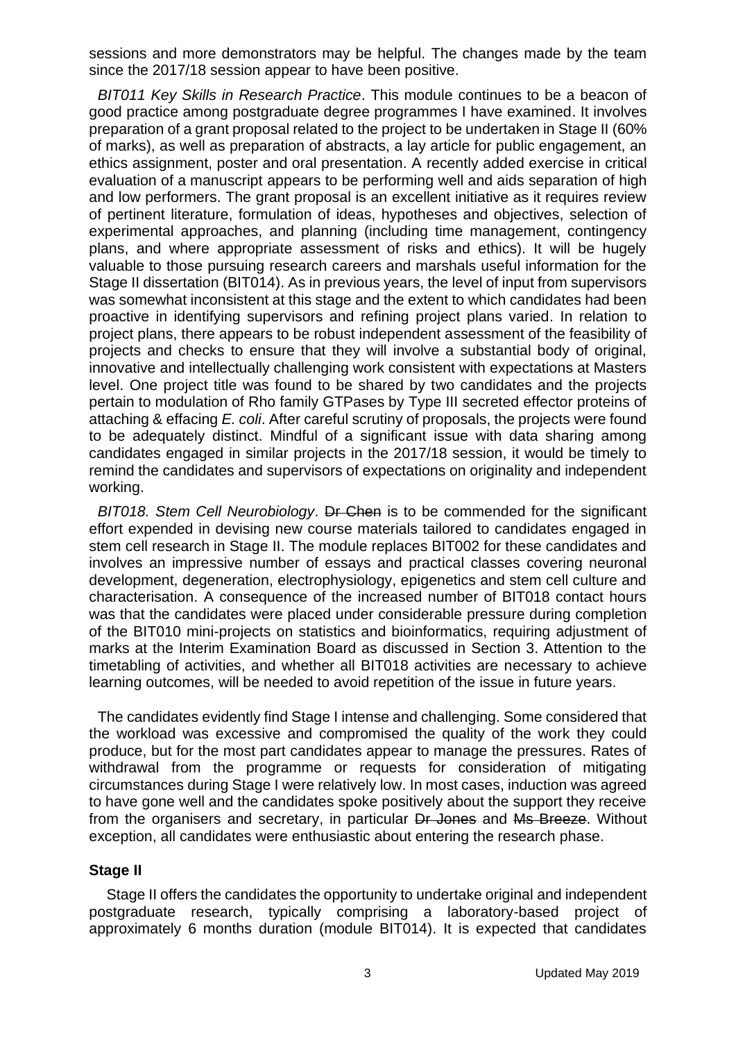sessions and more demonstrators may be helpful. The changes made by the team since the 2017/18 session appear to have been positive.

*BIT011 Key Skills in Research Practice*. This module continues to be a beacon of good practice among postgraduate degree programmes I have examined. It involves preparation of a grant proposal related to the project to be undertaken in Stage II (60% of marks), as well as preparation of abstracts, a lay article for public engagement, an ethics assignment, poster and oral presentation. A recently added exercise in critical evaluation of a manuscript appears to be performing well and aids separation of high and low performers. The grant proposal is an excellent initiative as it requires review of pertinent literature, formulation of ideas, hypotheses and objectives, selection of experimental approaches, and planning (including time management, contingency plans, and where appropriate assessment of risks and ethics). It will be hugely valuable to those pursuing research careers and marshals useful information for the Stage II dissertation (BIT014). As in previous years, the level of input from supervisors was somewhat inconsistent at this stage and the extent to which candidates had been proactive in identifying supervisors and refining project plans varied. In relation to project plans, there appears to be robust independent assessment of the feasibility of projects and checks to ensure that they will involve a substantial body of original, innovative and intellectually challenging work consistent with expectations at Masters level. One project title was found to be shared by two candidates and the projects pertain to modulation of Rho family GTPases by Type III secreted effector proteins of attaching & effacing *E. coli*. After careful scrutiny of proposals, the projects were found to be adequately distinct. Mindful of a significant issue with data sharing among candidates engaged in similar projects in the 2017/18 session, it would be timely to remind the candidates and supervisors of expectations on originality and independent working.

*BIT018. Stem Cell Neurobiology*. ~~Dr Chen~~ is to be commended for the significant effort expended in devising new course materials tailored to candidates engaged in stem cell research in Stage II. The module replaces BIT002 for these candidates and involves an impressive number of essays and practical classes covering neuronal development, degeneration, electrophysiology, epigenetics and stem cell culture and characterisation. A consequence of the increased number of BIT018 contact hours was that the candidates were placed under considerable pressure during completion of the BIT010 mini-projects on statistics and bioinformatics, requiring adjustment of marks at the Interim Examination Board as discussed in Section 3. Attention to the timetabling of activities, and whether all BIT018 activities are necessary to achieve learning outcomes, will be needed to avoid repetition of the issue in future years.

The candidates evidently find Stage I intense and challenging. Some considered that the workload was excessive and compromised the quality of the work they could produce, but for the most part candidates appear to manage the pressures. Rates of withdrawal from the programme or requests for consideration of mitigating circumstances during Stage I were relatively low. In most cases, induction was agreed to have gone well and the candidates spoke positively about the support they receive from the organisers and secretary, in particular ~~Dr Jones~~ and ~~Ms Breeze~~. Without exception, all candidates were enthusiastic about entering the research phase.

**Stage II**

Stage II offers the candidates the opportunity to undertake original and independent postgraduate research, typically comprising a laboratory-based project of approximately 6 months duration (module BIT014). It is expected that candidates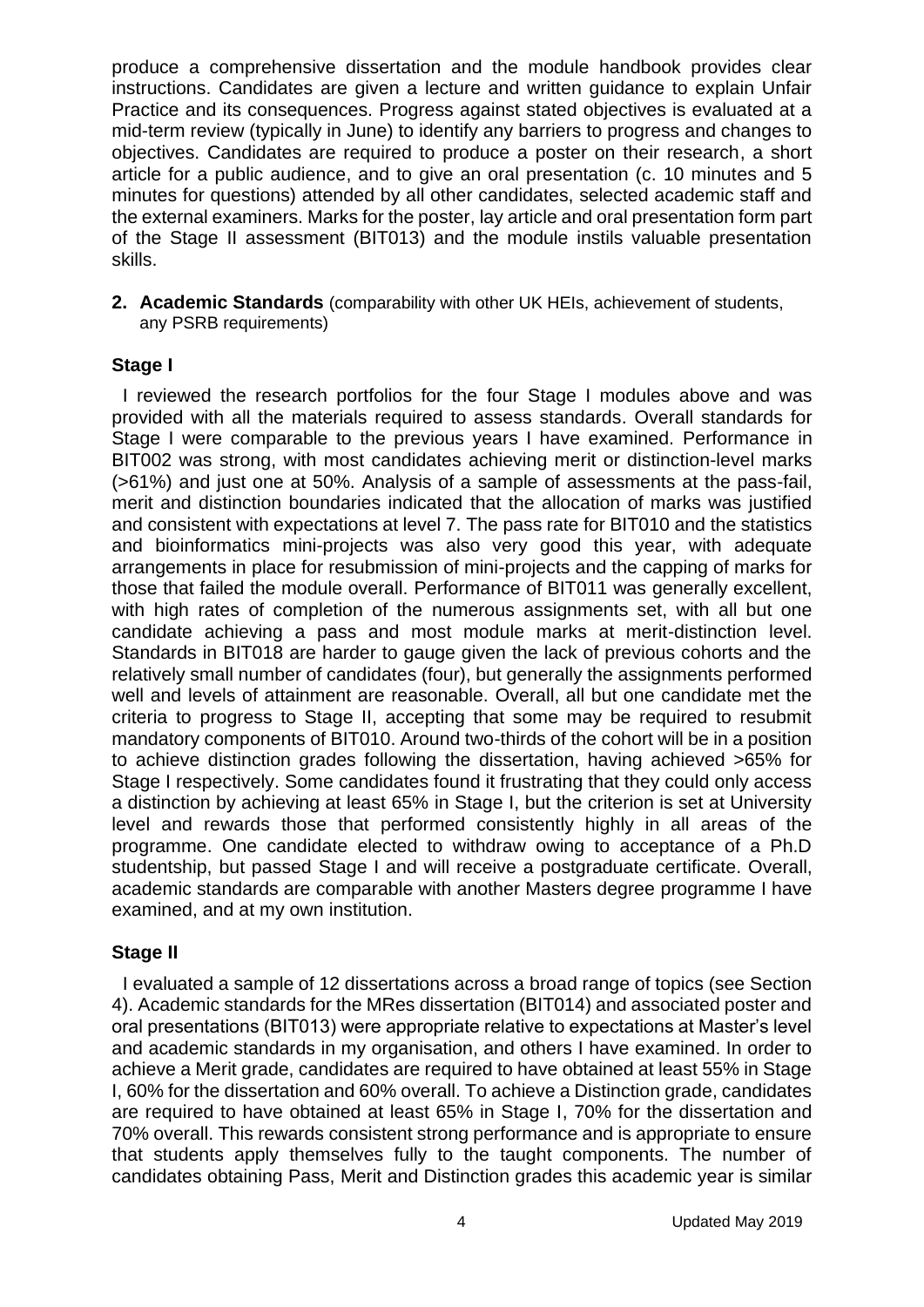produce a comprehensive dissertation and the module handbook provides clear instructions. Candidates are given a lecture and written guidance to explain Unfair Practice and its consequences. Progress against stated objectives is evaluated at a mid-term review (typically in June) to identify any barriers to progress and changes to objectives. Candidates are required to produce a poster on their research, a short article for a public audience, and to give an oral presentation (c. 10 minutes and 5 minutes for questions) attended by all other candidates, selected academic staff and the external examiners. Marks for the poster, lay article and oral presentation form part of the Stage II assessment (BIT013) and the module instils valuable presentation skills.

**2. Academic Standards** (comparability with other UK HEIs, achievement of students, any PSRB requirements)

### Stage I

I reviewed the research portfolios for the four Stage I modules above and was provided with all the materials required to assess standards. Overall standards for Stage I were comparable to the previous years I have examined. Performance in BIT002 was strong, with most candidates achieving merit or distinction-level marks (>61%) and just one at 50%. Analysis of a sample of assessments at the pass-fail, merit and distinction boundaries indicated that the allocation of marks was justified and consistent with expectations at level 7. The pass rate for BIT010 and the statistics and bioinformatics mini-projects was also very good this year, with adequate arrangements in place for resubmission of mini-projects and the capping of marks for those that failed the module overall. Performance of BIT011 was generally excellent, with high rates of completion of the numerous assignments set, with all but one candidate achieving a pass and most module marks at merit-distinction level. Standards in BIT018 are harder to gauge given the lack of previous cohorts and the relatively small number of candidates (four), but generally the assignments performed well and levels of attainment are reasonable. Overall, all but one candidate met the criteria to progress to Stage II, accepting that some may be required to resubmit mandatory components of BIT010. Around two-thirds of the cohort will be in a position to achieve distinction grades following the dissertation, having achieved >65% for Stage I respectively. Some candidates found it frustrating that they could only access a distinction by achieving at least 65% in Stage I, but the criterion is set at University level and rewards those that performed consistently highly in all areas of the programme. One candidate elected to withdraw owing to acceptance of a Ph.D studentship, but passed Stage I and will receive a postgraduate certificate. Overall, academic standards are comparable with another Masters degree programme I have examined, and at my own institution.

### Stage II

I evaluated a sample of 12 dissertations across a broad range of topics (see Section 4). Academic standards for the MRes dissertation (BIT014) and associated poster and oral presentations (BIT013) were appropriate relative to expectations at Master's level and academic standards in my organisation, and others I have examined. In order to achieve a Merit grade, candidates are required to have obtained at least 55% in Stage I, 60% for the dissertation and 60% overall. To achieve a Distinction grade, candidates are required to have obtained at least 65% in Stage I, 70% for the dissertation and 70% overall. This rewards consistent strong performance and is appropriate to ensure that students apply themselves fully to the taught components. The number of candidates obtaining Pass, Merit and Distinction grades this academic year is similar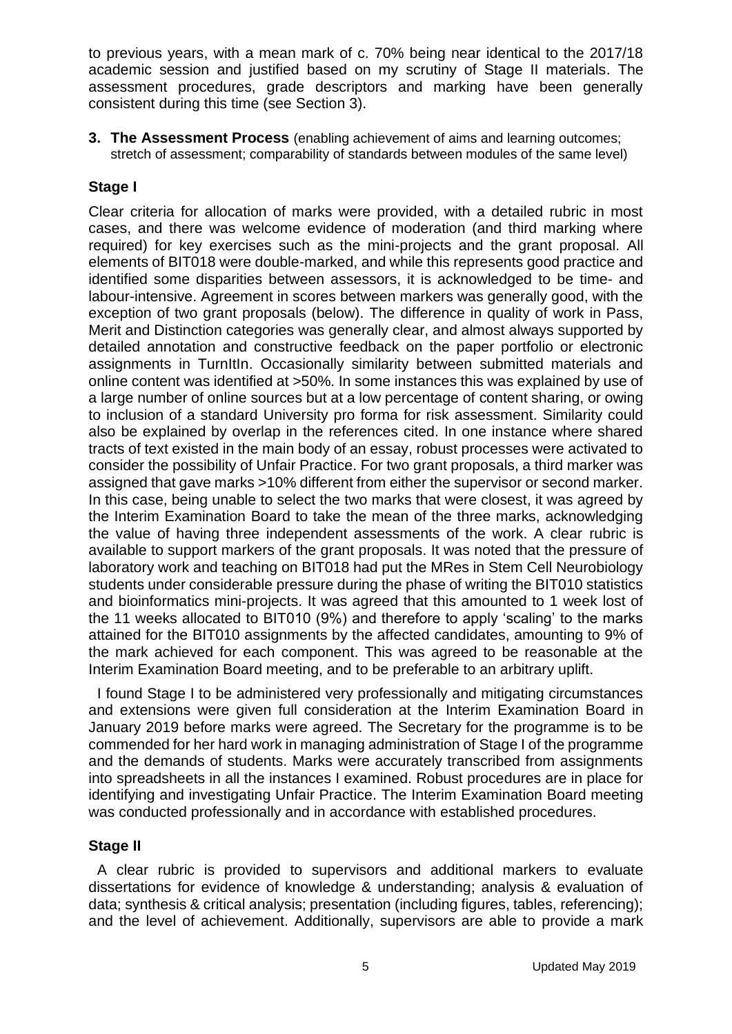to previous years, with a mean mark of c. 70% being near identical to the 2017/18 academic session and justified based on my scrutiny of Stage II materials. The assessment procedures, grade descriptors and marking have been generally consistent during this time (see Section 3).

**3. The Assessment Process** (enabling achievement of aims and learning outcomes; stretch of assessment; comparability of standards between modules of the same level)

### Stage I

Clear criteria for allocation of marks were provided, with a detailed rubric in most cases, and there was welcome evidence of moderation (and third marking where required) for key exercises such as the mini-projects and the grant proposal. All elements of BIT018 were double-marked, and while this represents good practice and identified some disparities between assessors, it is acknowledged to be time- and labour-intensive. Agreement in scores between markers was generally good, with the exception of two grant proposals (below). The difference in quality of work in Pass, Merit and Distinction categories was generally clear, and almost always supported by detailed annotation and constructive feedback on the paper portfolio or electronic assignments in TurnItIn. Occasionally similarity between submitted materials and online content was identified at >50%. In some instances this was explained by use of a large number of online sources but at a low percentage of content sharing, or owing to inclusion of a standard University pro forma for risk assessment. Similarity could also be explained by overlap in the references cited. In one instance where shared tracts of text existed in the main body of an essay, robust processes were activated to consider the possibility of Unfair Practice. For two grant proposals, a third marker was assigned that gave marks >10% different from either the supervisor or second marker. In this case, being unable to select the two marks that were closest, it was agreed by the Interim Examination Board to take the mean of the three marks, acknowledging the value of having three independent assessments of the work. A clear rubric is available to support markers of the grant proposals. It was noted that the pressure of laboratory work and teaching on BIT018 had put the MRes in Stem Cell Neurobiology students under considerable pressure during the phase of writing the BIT010 statistics and bioinformatics mini-projects. It was agreed that this amounted to 1 week lost of the 11 weeks allocated to BIT010 (9%) and therefore to apply 'scaling' to the marks attained for the BIT010 assignments by the affected candidates, amounting to 9% of the mark achieved for each component. This was agreed to be reasonable at the Interim Examination Board meeting, and to be preferable to an arbitrary uplift.

I found Stage I to be administered very professionally and mitigating circumstances and extensions were given full consideration at the Interim Examination Board in January 2019 before marks were agreed. The Secretary for the programme is to be commended for her hard work in managing administration of Stage I of the programme and the demands of students. Marks were accurately transcribed from assignments into spreadsheets in all the instances I examined. Robust procedures are in place for identifying and investigating Unfair Practice. The Interim Examination Board meeting was conducted professionally and in accordance with established procedures.

### Stage II

A clear rubric is provided to supervisors and additional markers to evaluate dissertations for evidence of knowledge & understanding; analysis & evaluation of data; synthesis & critical analysis; presentation (including figures, tables, referencing); and the level of achievement. Additionally, supervisors are able to provide a mark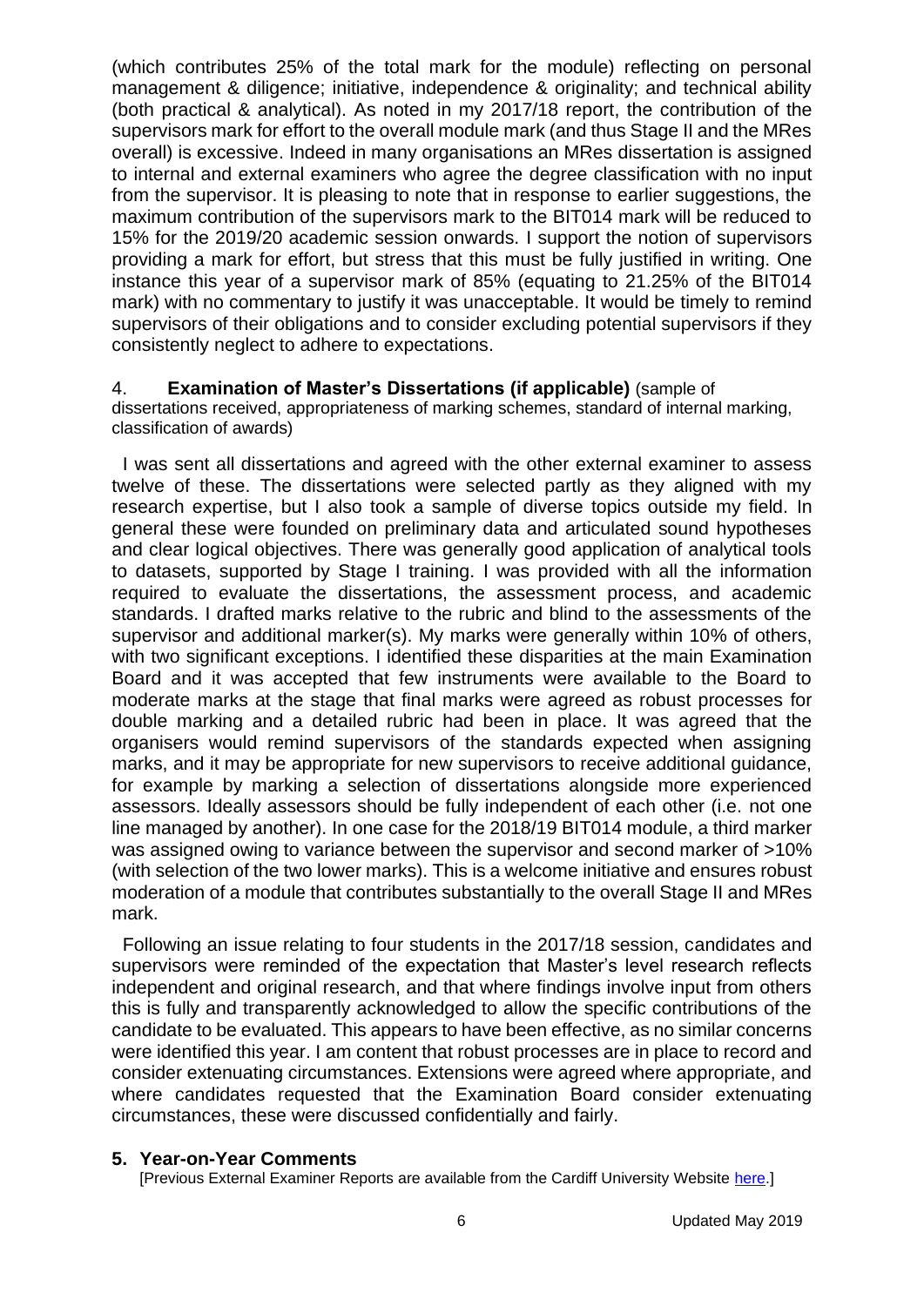(which contributes 25% of the total mark for the module) reflecting on personal management & diligence; initiative, independence & originality; and technical ability (both practical & analytical). As noted in my 2017/18 report, the contribution of the supervisors mark for effort to the overall module mark (and thus Stage II and the MRes overall) is excessive. Indeed in many organisations an MRes dissertation is assigned to internal and external examiners who agree the degree classification with no input from the supervisor. It is pleasing to note that in response to earlier suggestions, the maximum contribution of the supervisors mark to the BIT014 mark will be reduced to 15% for the 2019/20 academic session onwards. I support the notion of supervisors providing a mark for effort, but stress that this must be fully justified in writing. One instance this year of a supervisor mark of 85% (equating to 21.25% of the BIT014 mark) with no commentary to justify it was unacceptable. It would be timely to remind supervisors of their obligations and to consider excluding potential supervisors if they consistently neglect to adhere to expectations.

## 4. **Examination of Master's Dissertations (if applicable)** (sample of dissertations received, appropriateness of marking schemes, standard of internal marking, classification of awards)

I was sent all dissertations and agreed with the other external examiner to assess twelve of these. The dissertations were selected partly as they aligned with my research expertise, but I also took a sample of diverse topics outside my field. In general these were founded on preliminary data and articulated sound hypotheses and clear logical objectives. There was generally good application of analytical tools to datasets, supported by Stage I training. I was provided with all the information required to evaluate the dissertations, the assessment process, and academic standards. I drafted marks relative to the rubric and blind to the assessments of the supervisor and additional marker(s). My marks were generally within 10% of others, with two significant exceptions. I identified these disparities at the main Examination Board and it was accepted that few instruments were available to the Board to moderate marks at the stage that final marks were agreed as robust processes for double marking and a detailed rubric had been in place. It was agreed that the organisers would remind supervisors of the standards expected when assigning marks, and it may be appropriate for new supervisors to receive additional guidance, for example by marking a selection of dissertations alongside more experienced assessors. Ideally assessors should be fully independent of each other (i.e. not one line managed by another). In one case for the 2018/19 BIT014 module, a third marker was assigned owing to variance between the supervisor and second marker of >10% (with selection of the two lower marks). This is a welcome initiative and ensures robust moderation of a module that contributes substantially to the overall Stage II and MRes mark.

Following an issue relating to four students in the 2017/18 session, candidates and supervisors were reminded of the expectation that Master's level research reflects independent and original research, and that where findings involve input from others this is fully and transparently acknowledged to allow the specific contributions of the candidate to be evaluated. This appears to have been effective, as no similar concerns were identified this year. I am content that robust processes are in place to record and consider extenuating circumstances. Extensions were agreed where appropriate, and where candidates requested that the Examination Board consider extenuating circumstances, these were discussed confidentially and fairly.

## 5. Year-on-Year Comments

[Previous External Examiner Reports are available from the Cardiff University Website here.]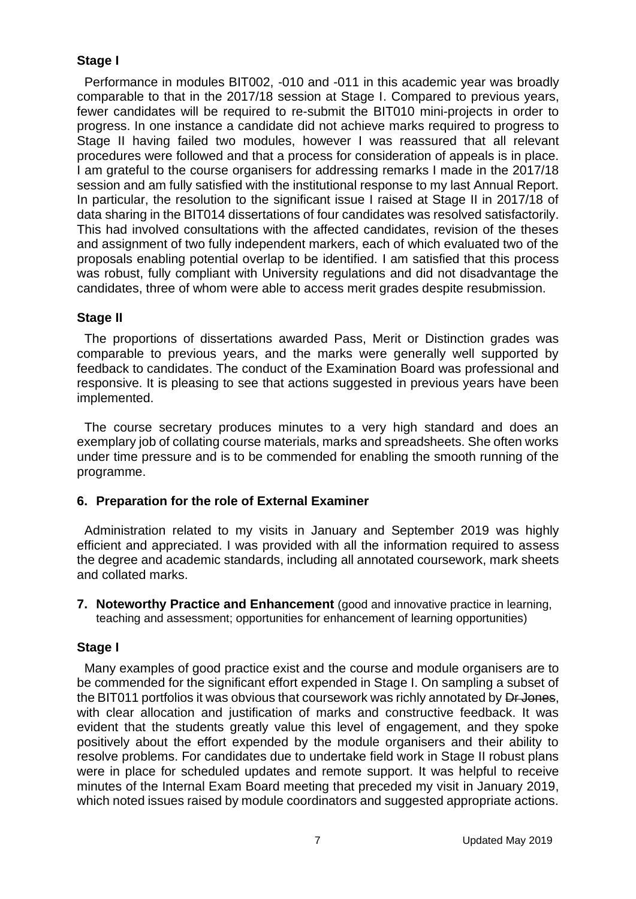### Stage I

Performance in modules BIT002, -010 and -011 in this academic year was broadly comparable to that in the 2017/18 session at Stage I. Compared to previous years, fewer candidates will be required to re-submit the BIT010 mini-projects in order to progress. In one instance a candidate did not achieve marks required to progress to Stage II having failed two modules, however I was reassured that all relevant procedures were followed and that a process for consideration of appeals is in place. I am grateful to the course organisers for addressing remarks I made in the 2017/18 session and am fully satisfied with the institutional response to my last Annual Report. In particular, the resolution to the significant issue I raised at Stage II in 2017/18 of data sharing in the BIT014 dissertations of four candidates was resolved satisfactorily. This had involved consultations with the affected candidates, revision of the theses and assignment of two fully independent markers, each of which evaluated two of the proposals enabling potential overlap to be identified. I am satisfied that this process was robust, fully compliant with University regulations and did not disadvantage the candidates, three of whom were able to access merit grades despite resubmission.

### Stage II

The proportions of dissertations awarded Pass, Merit or Distinction grades was comparable to previous years, and the marks were generally well supported by feedback to candidates. The conduct of the Examination Board was professional and responsive. It is pleasing to see that actions suggested in previous years have been implemented.

The course secretary produces minutes to a very high standard and does an exemplary job of collating course materials, marks and spreadsheets. She often works under time pressure and is to be commended for enabling the smooth running of the programme.

## 6. Preparation for the role of External Examiner

Administration related to my visits in January and September 2019 was highly efficient and appreciated. I was provided with all the information required to assess the degree and academic standards, including all annotated coursework, mark sheets and collated marks.

## 7. Noteworthy Practice and Enhancement (good and innovative practice in learning, teaching and assessment; opportunities for enhancement of learning opportunities)

### Stage I

Many examples of good practice exist and the course and module organisers are to be commended for the significant effort expended in Stage I. On sampling a subset of the BIT011 portfolios it was obvious that coursework was richly annotated by ~~Dr Jones~~, with clear allocation and justification of marks and constructive feedback. It was evident that the students greatly value this level of engagement, and they spoke positively about the effort expended by the module organisers and their ability to resolve problems. For candidates due to undertake field work in Stage II robust plans were in place for scheduled updates and remote support. It was helpful to receive minutes of the Internal Exam Board meeting that preceded my visit in January 2019, which noted issues raised by module coordinators and suggested appropriate actions.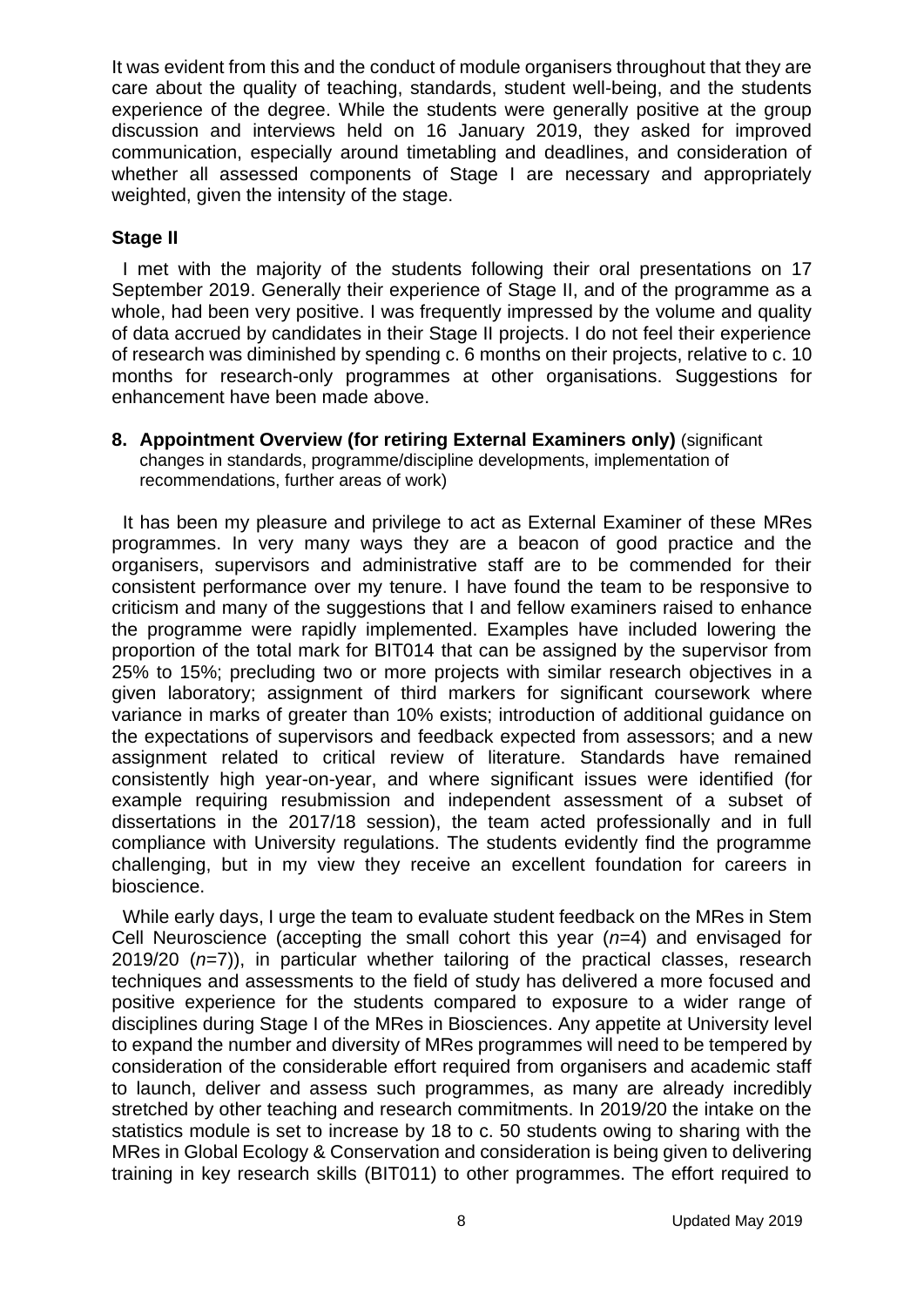It was evident from this and the conduct of module organisers throughout that they are care about the quality of teaching, standards, student well-being, and the students experience of the degree. While the students were generally positive at the group discussion and interviews held on 16 January 2019, they asked for improved communication, especially around timetabling and deadlines, and consideration of whether all assessed components of Stage I are necessary and appropriately weighted, given the intensity of the stage.

**Stage II**

I met with the majority of the students following their oral presentations on 17 September 2019. Generally their experience of Stage II, and of the programme as a whole, had been very positive. I was frequently impressed by the volume and quality of data accrued by candidates in their Stage II projects. I do not feel their experience of research was diminished by spending c. 6 months on their projects, relative to c. 10 months for research-only programmes at other organisations. Suggestions for enhancement have been made above.

**8. Appointment Overview (for retiring External Examiners only)** (significant changes in standards, programme/discipline developments, implementation of recommendations, further areas of work)

It has been my pleasure and privilege to act as External Examiner of these MRes programmes. In very many ways they are a beacon of good practice and the organisers, supervisors and administrative staff are to be commended for their consistent performance over my tenure. I have found the team to be responsive to criticism and many of the suggestions that I and fellow examiners raised to enhance the programme were rapidly implemented. Examples have included lowering the proportion of the total mark for BIT014 that can be assigned by the supervisor from 25% to 15%; precluding two or more projects with similar research objectives in a given laboratory; assignment of third markers for significant coursework where variance in marks of greater than 10% exists; introduction of additional guidance on the expectations of supervisors and feedback expected from assessors; and a new assignment related to critical review of literature. Standards have remained consistently high year-on-year, and where significant issues were identified (for example requiring resubmission and independent assessment of a subset of dissertations in the 2017/18 session), the team acted professionally and in full compliance with University regulations. The students evidently find the programme challenging, but in my view they receive an excellent foundation for careers in bioscience.

While early days, I urge the team to evaluate student feedback on the MRes in Stem Cell Neuroscience (accepting the small cohort this year ($n$=4) and envisaged for 2019/20 ($n$=7)), in particular whether tailoring of the practical classes, research techniques and assessments to the field of study has delivered a more focused and positive experience for the students compared to exposure to a wider range of disciplines during Stage I of the MRes in Biosciences. Any appetite at University level to expand the number and diversity of MRes programmes will need to be tempered by consideration of the considerable effort required from organisers and academic staff to launch, deliver and assess such programmes, as many are already incredibly stretched by other teaching and research commitments. In 2019/20 the intake on the statistics module is set to increase by 18 to c. 50 students owing to sharing with the MRes in Global Ecology & Conservation and consideration is being given to delivering training in key research skills (BIT011) to other programmes. The effort required to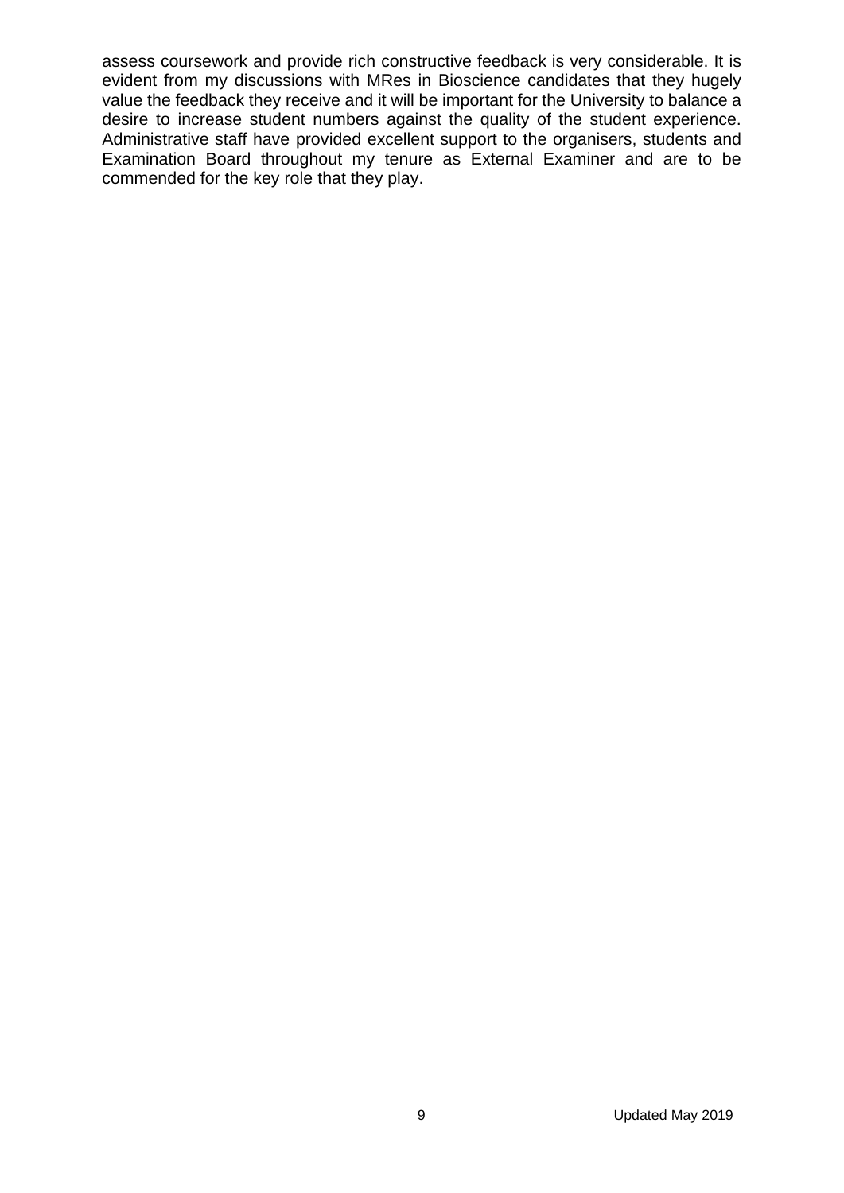assess coursework and provide rich constructive feedback is very considerable. It is evident from my discussions with MRes in Bioscience candidates that they hugely value the feedback they receive and it will be important for the University to balance a desire to increase student numbers against the quality of the student experience. Administrative staff have provided excellent support to the organisers, students and Examination Board throughout my tenure as External Examiner and are to be commended for the key role that they play.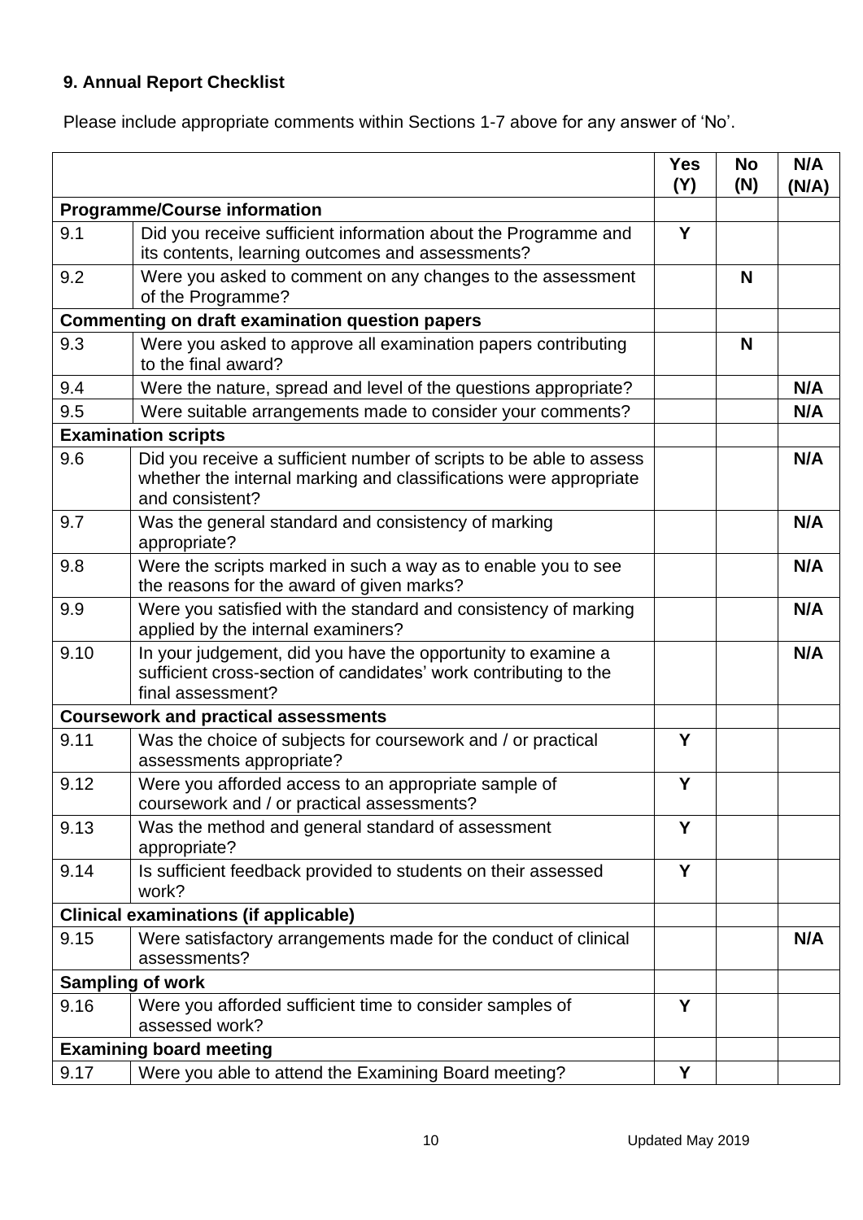**9. Annual Report Checklist**

Please include appropriate comments within Sections 1-7 above for any answer of 'No'.

| | | Yes (Y) | No (N) | N/A (N/A) |
|---|---|---|---|---|
| **Programme/Course information** | | | | |
| 9.1 | Did you receive sufficient information about the Programme and its contents, learning outcomes and assessments? | Y | | |
| 9.2 | Were you asked to comment on any changes to the assessment of the Programme? | | N | |
| **Commenting on draft examination question papers** | | | | |
| 9.3 | Were you asked to approve all examination papers contributing to the final award? | | N | |
| 9.4 | Were the nature, spread and level of the questions appropriate? | | | N/A |
| 9.5 | Were suitable arrangements made to consider your comments? | | | N/A |
| **Examination scripts** | | | | |
| 9.6 | Did you receive a sufficient number of scripts to be able to assess whether the internal marking and classifications were appropriate and consistent? | | | N/A |
| 9.7 | Was the general standard and consistency of marking appropriate? | | | N/A |
| 9.8 | Were the scripts marked in such a way as to enable you to see the reasons for the award of given marks? | | | N/A |
| 9.9 | Were you satisfied with the standard and consistency of marking applied by the internal examiners? | | | N/A |
| 9.10 | In your judgement, did you have the opportunity to examine a sufficient cross-section of candidates' work contributing to the final assessment? | | | N/A |
| **Coursework and practical assessments** | | | | |
| 9.11 | Was the choice of subjects for coursework and / or practical assessments appropriate? | Y | | |
| 9.12 | Were you afforded access to an appropriate sample of coursework and / or practical assessments? | Y | | |
| 9.13 | Was the method and general standard of assessment appropriate? | Y | | |
| 9.14 | Is sufficient feedback provided to students on their assessed work? | Y | | |
| **Clinical examinations (if applicable)** | | | | |
| 9.15 | Were satisfactory arrangements made for the conduct of clinical assessments? | | | N/A |
| **Sampling of work** | | | | |
| 9.16 | Were you afforded sufficient time to consider samples of assessed work? | Y | | |
| **Examining board meeting** | | | | |
| 9.17 | Were you able to attend the Examining Board meeting? | Y | | |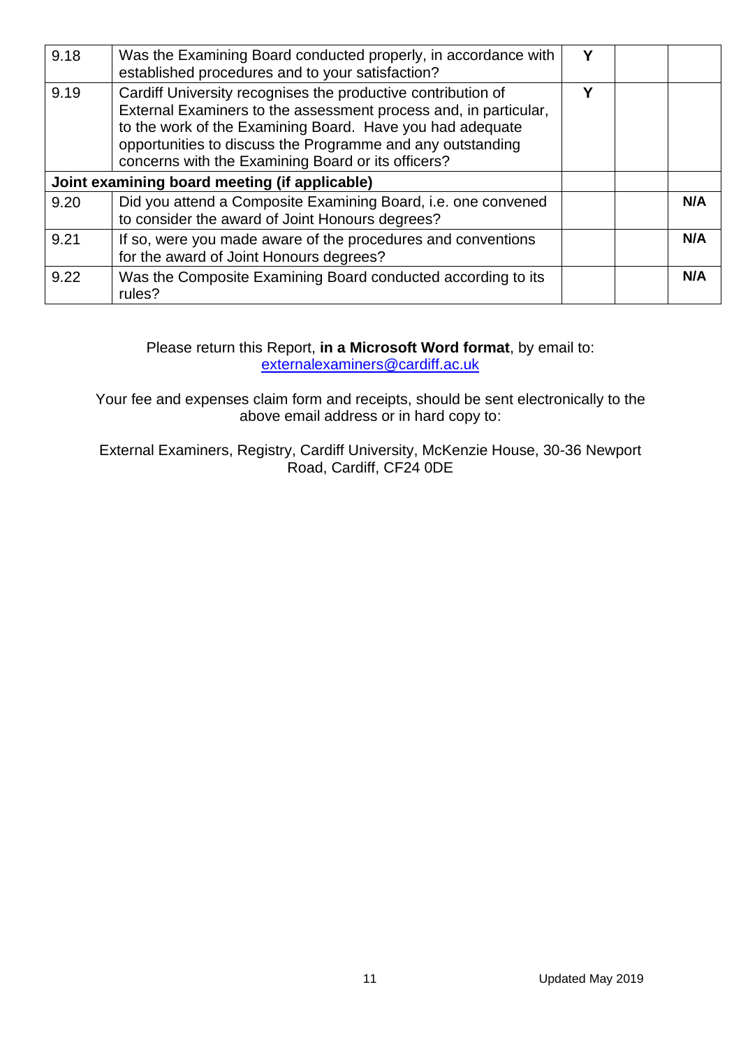| | | | | |
|---|---|---|---|---|
| 9.18 | Was the Examining Board conducted properly, in accordance with established procedures and to your satisfaction? | Y | | |
| 9.19 | Cardiff University recognises the productive contribution of External Examiners to the assessment process and, in particular, to the work of the Examining Board. Have you had adequate opportunities to discuss the Programme and any outstanding concerns with the Examining Board or its officers? | Y | | |
| **Joint examining board meeting (if applicable)** | | | | |
| 9.20 | Did you attend a Composite Examining Board, i.e. one convened to consider the award of Joint Honours degrees? | | | **N/A** |
| 9.21 | If so, were you made aware of the procedures and conventions for the award of Joint Honours degrees? | | | **N/A** |
| 9.22 | Was the Composite Examining Board conducted according to its rules? | | | **N/A** |

Please return this Report, **in a Microsoft Word format**, by email to: externalexaminers@cardiff.ac.uk

Your fee and expenses claim form and receipts, should be sent electronically to the above email address or in hard copy to:

External Examiners, Registry, Cardiff University, McKenzie House, 30-36 Newport Road, Cardiff, CF24 0DE

Updated May 2019